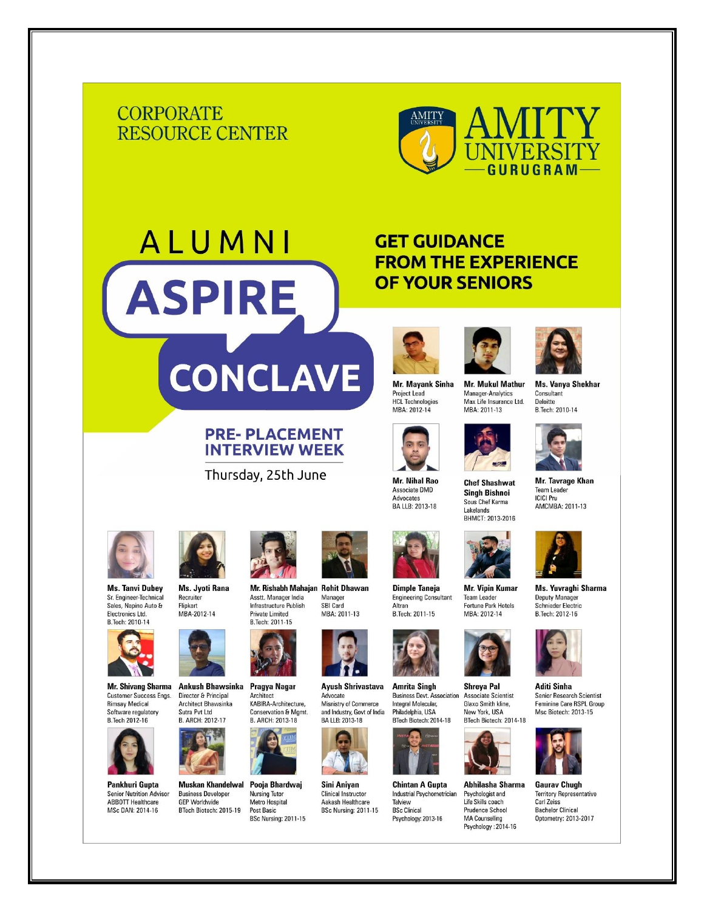CORPORATE RESOURCE CENTER

AMITY UNIVERSITY GURUGRAM

# ALUMNI ASPIRE CONCLAVE

## GET GUIDANCE FROM THE EXPERIENCE OF YOUR SENIORS

### PRE- PLACEMENT INTERVIEW WEEK

Thursday, 25th June

**Mr. Mayank Sinha**
Project Lead
HCL Technologies
MBA: 2012-14

**Mr. Mukul Mathur**
Manager-Analytics
Max Life Insurance Ltd.
MBA: 2011-13

**Ms. Vanya Shekhar**
Consultant
Deloitte
B.Tech: 2010-14

**Mr. Nihal Rao**
Associate DMD
Advocates
BA LLB: 2013-18

**Chef Shashwat Singh Bishnoi**
Sous Chef Karma
Lakelands
BHMCT: 2013-2016

**Mr. Tavrage Khan**
Team Leader
ICICI Pru
AMCMBA: 2011-13

**Ms. Tanvi Dubey**
Sr. Engineer-Technical
Sales, Napino Auto & Electronics Ltd.
B.Tech: 2010-14

**Ms. Jyoti Rana**
Recruiter
Flipkart
MBA-2012-14

**Mr. Rishabh Mahajan**
Asstt. Manager India
Infrastructure Publish
Private Limited
B.Tech: 2011-15

**Rohit Dhawan**
Manager
SBI Card
MBA: 2011-13

**Dimple Taneja**
Engineering Consultant
Altran
B.Tech: 2011-15

**Mr. Vipin Kumar**
Team Leader
Fortune Park Hotels
MBA: 2012-14

**Ms. Yuvraghi Sharma**
Deputy Manager
Schnieder Electric
B.Tech: 2012-16

**Mr. Shivang Sharma**
Customer Success Engs.
Rimsay Medical
Software regulatory
B.Tech 2012-16

**Ankush Bhawsinka**
Director & Principal
Architect Bhawsinka
Sutra Pvt Ltd
B. ARCH: 2012-17

**Pragya Nagar**
Architect
KABIRA-Architecture,
Conservation & Mgmt.
B. ARCH: 2013-18

**Ayush Shrivastava**
Advocate
Misnistry of Commerce
and Industry, Govt of India
BA LLB: 2013-18

**Amrita Singh**
Business Devt. Association
Integral Molecular,
Philadelphia, USA
BTech Biotech: 2014-18

**Shreya Pal**
Associate Scientist
Glaxo Smith kline,
New York, USA
BTech Biotech: 2014-18

**Aditi Sinha**
Senior Research Scientist
Feminine Care RSPL Group
Msc Biotech: 2013-15

**Pankhuri Gupta**
Senior Nutrition Advisor
ABBOTT Healthcare
MSc DAN: 2014-16

**Muskan Khandelwal**
Business Developer
GEP Worldwide
BTech Biotech: 2015-19

**Pooja Bhardwaj**
Nursing Tutor
Metro Hospital
Post Basic
BSc Nursing: 2011-15

**Sini Aniyan**
Clinical Instructor
Aakash Healthcare
BSc Nursing: 2011-15

**Chintan A Gupta**
Industrial Psychometrician
Talview
BSc Clinical
Psychology: 2013-16

**Abhilasha Sharma**
Psychologist and
Life Skills coach
Prudence School
MA Counselling
Psychology : 2014-16

**Gaurav Chugh**
Territory Representative
Carl Zeiss
Bachelor Clinical
Optometry: 2013-2017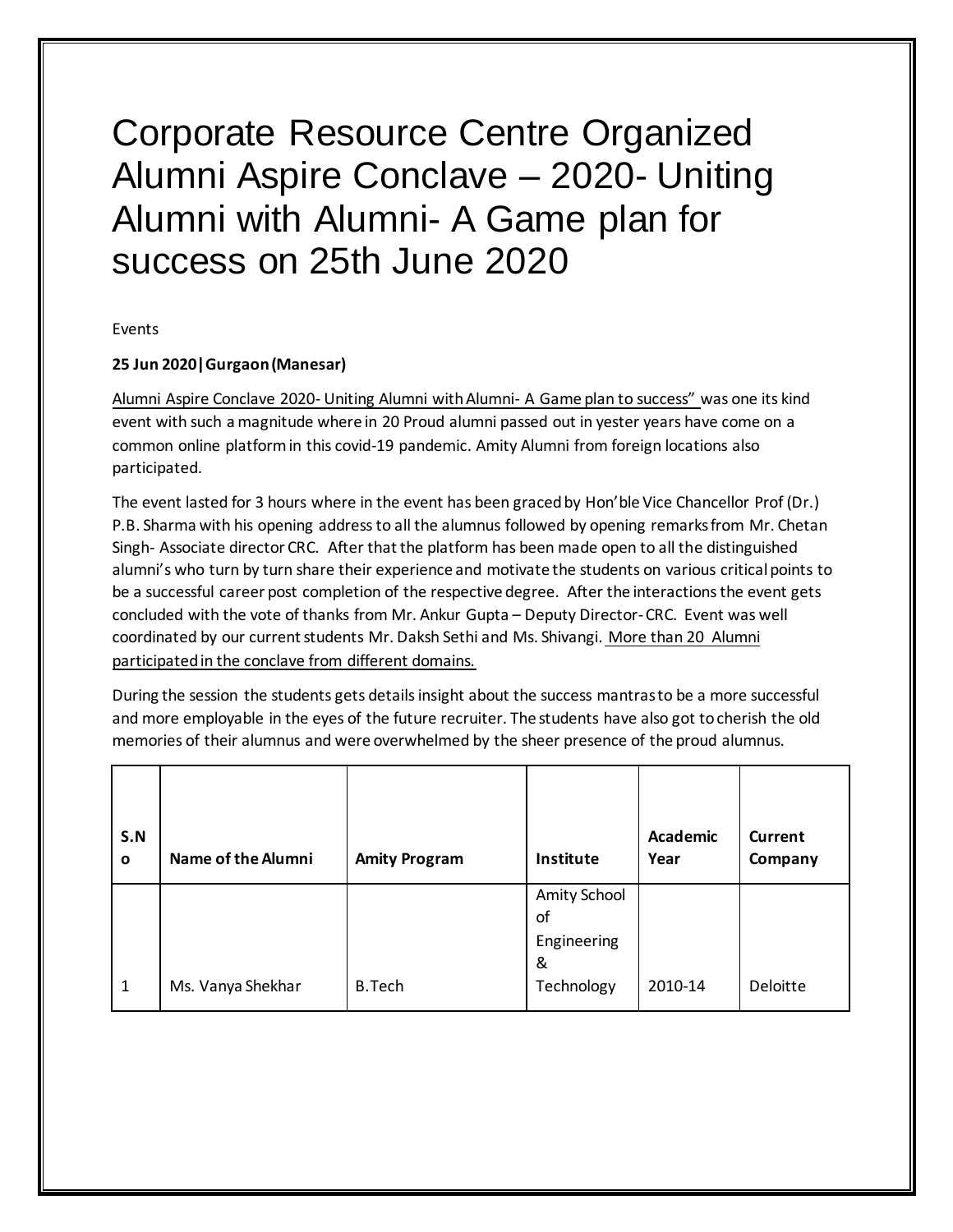# Corporate Resource Centre Organized Alumni Aspire Conclave – 2020- Uniting Alumni with Alumni- A Game plan for success on 25th June 2020

Events

**25 Jun 2020 | Gurgaon (Manesar)**

Alumni Aspire Conclave 2020- Uniting Alumni with Alumni- A Game plan to success" was one its kind event with such a magnitude where in 20 Proud alumni passed out in yester years have come on a common online platform in this covid-19 pandemic. Amity Alumni from foreign locations also participated.

The event lasted for 3 hours where in the event has been graced by Hon'ble Vice Chancellor Prof (Dr.) P.B. Sharma with his opening address to all the alumnus followed by opening remarks from Mr. Chetan Singh- Associate director CRC. After that the platform has been made open to all the distinguished alumni's who turn by turn share their experience and motivate the students on various critical points to be a successful career post completion of the respective degree. After the interactions the event gets concluded with the vote of thanks from Mr. Ankur Gupta – Deputy Director- CRC. Event was well coordinated by our current students Mr. Daksh Sethi and Ms. Shivangi. More than 20 Alumni participated in the conclave from different domains.

During the session the students gets details insight about the success mantras to be a more successful and more employable in the eyes of the future recruiter. The students have also got to cherish the old memories of their alumnus and were overwhelmed by the sheer presence of the proud alumnus.

| S.No | Name of the Alumni | Amity Program | Institute | Academic Year | Current Company |
|---|---|---|---|---|---|
| 1 | Ms. Vanya Shekhar | B.Tech | Amity School of Engineering & Technology | 2010-14 | Deloitte |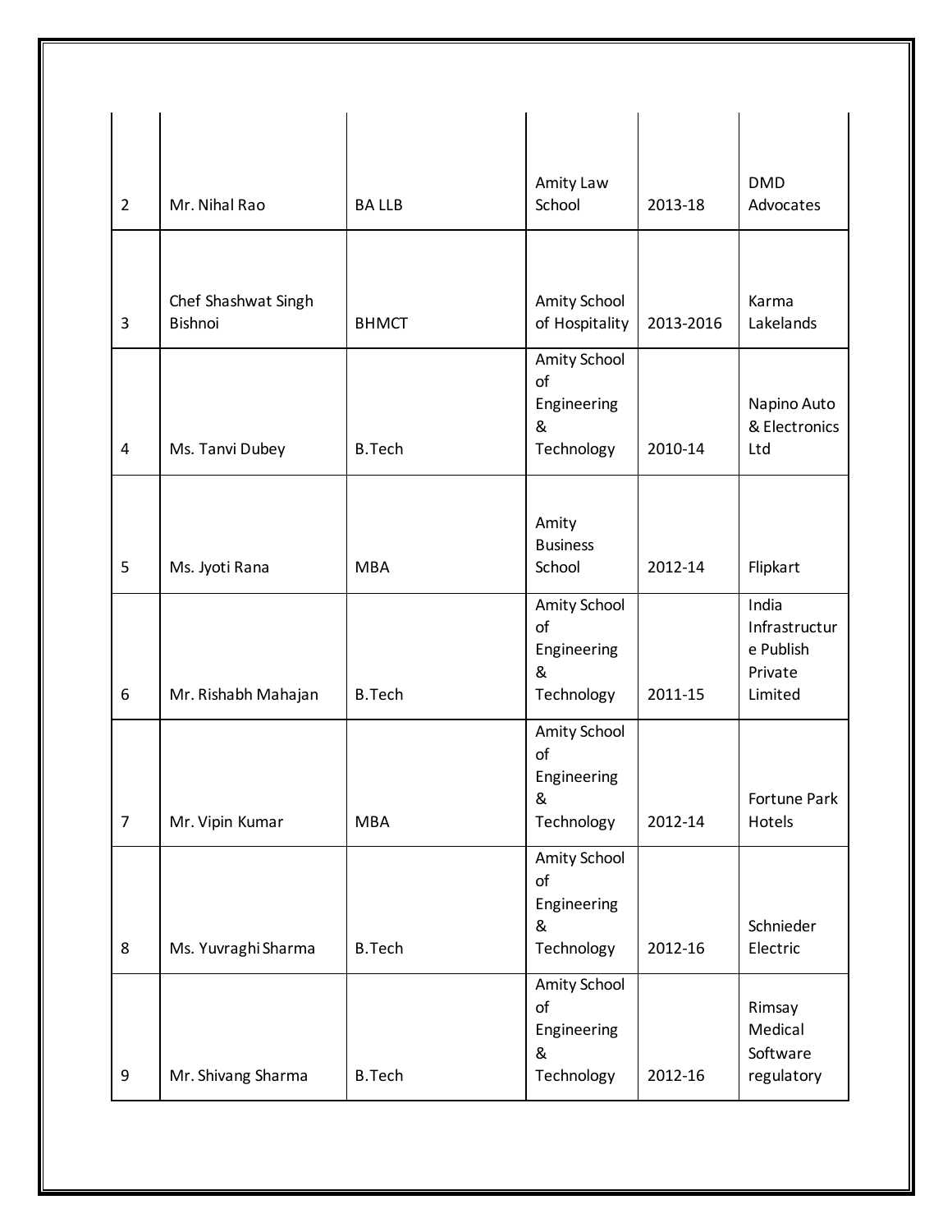| 2 | Mr. Nihal Rao | BA LLB | Amity Law School | 2013-18 | DMD Advocates |
|---|---|---|---|---|---|
| 3 | Chef Shashwat Singh Bishnoi | BHMCT | Amity School of Hospitality | 2013-2016 | Karma Lakelands |
| 4 | Ms. Tanvi Dubey | B.Tech | Amity School of Engineering & Technology | 2010-14 | Napino Auto & Electronics Ltd |
| 5 | Ms. Jyoti Rana | MBA | Amity Business School | 2012-14 | Flipkart |
| 6 | Mr. Rishabh Mahajan | B.Tech | Amity School of Engineering & Technology | 2011-15 | India Infrastructure Publish Private Limited |
| 7 | Mr. Vipin Kumar | MBA | Amity School of Engineering & Technology | 2012-14 | Fortune Park Hotels |
| 8 | Ms. Yuvraghi Sharma | B.Tech | Amity School of Engineering & Technology | 2012-16 | Schnieder Electric |
| 9 | Mr. Shivang Sharma | B.Tech | Amity School of Engineering & Technology | 2012-16 | Rimsay Medical Software regulatory |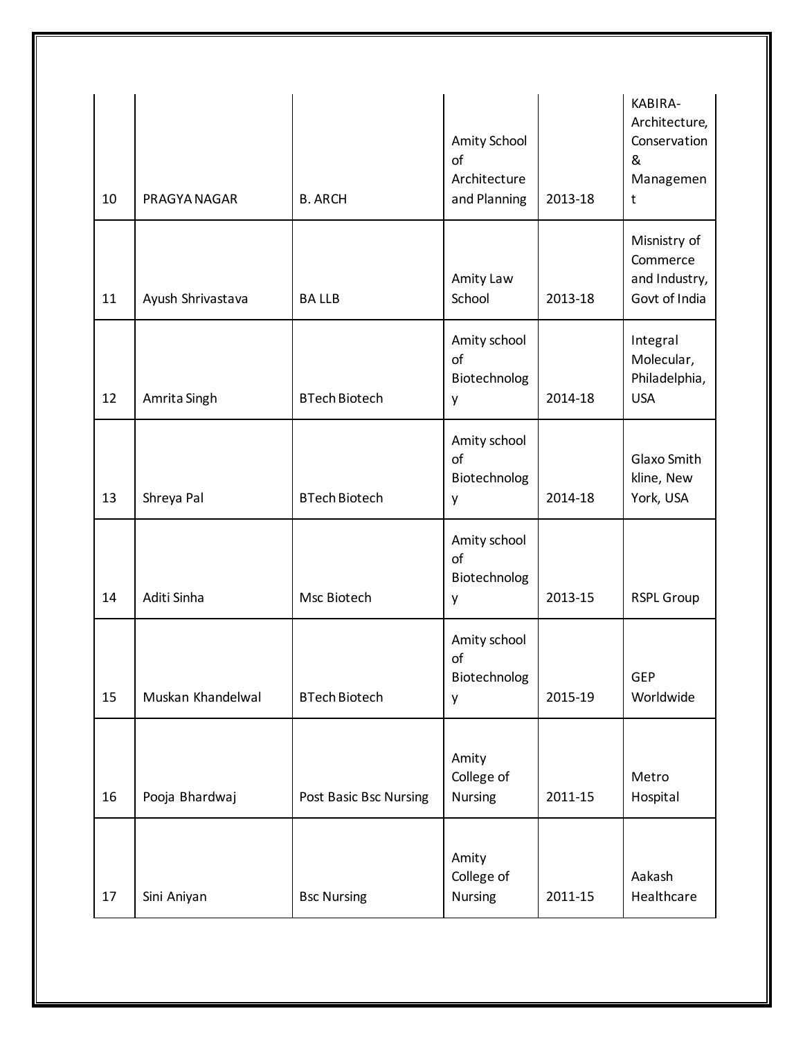| | | | | | |
|---|---|---|---|---|---|
| 10 | PRAGYA NAGAR | B. ARCH | Amity School of Architecture and Planning | 2013-18 | KABIRA-Architecture, Conservation & Management |
| 11 | Ayush Shrivastava | BA LLB | Amity Law School | 2013-18 | Misnistry of Commerce and Industry, Govt of India |
| 12 | Amrita Singh | BTech Biotech | Amity school of Biotechnology | 2014-18 | Integral Molecular, Philadelphia, USA |
| 13 | Shreya Pal | BTech Biotech | Amity school of Biotechnology | 2014-18 | Glaxo Smith kline, New York, USA |
| 14 | Aditi Sinha | Msc Biotech | Amity school of Biotechnology | 2013-15 | RSPL Group |
| 15 | Muskan Khandelwal | BTech Biotech | Amity school of Biotechnology | 2015-19 | GEP Worldwide |
| 16 | Pooja Bhardwaj | Post Basic Bsc Nursing | Amity College of Nursing | 2011-15 | Metro Hospital |
| 17 | Sini Aniyan | Bsc Nursing | Amity College of Nursing | 2011-15 | Aakash Healthcare |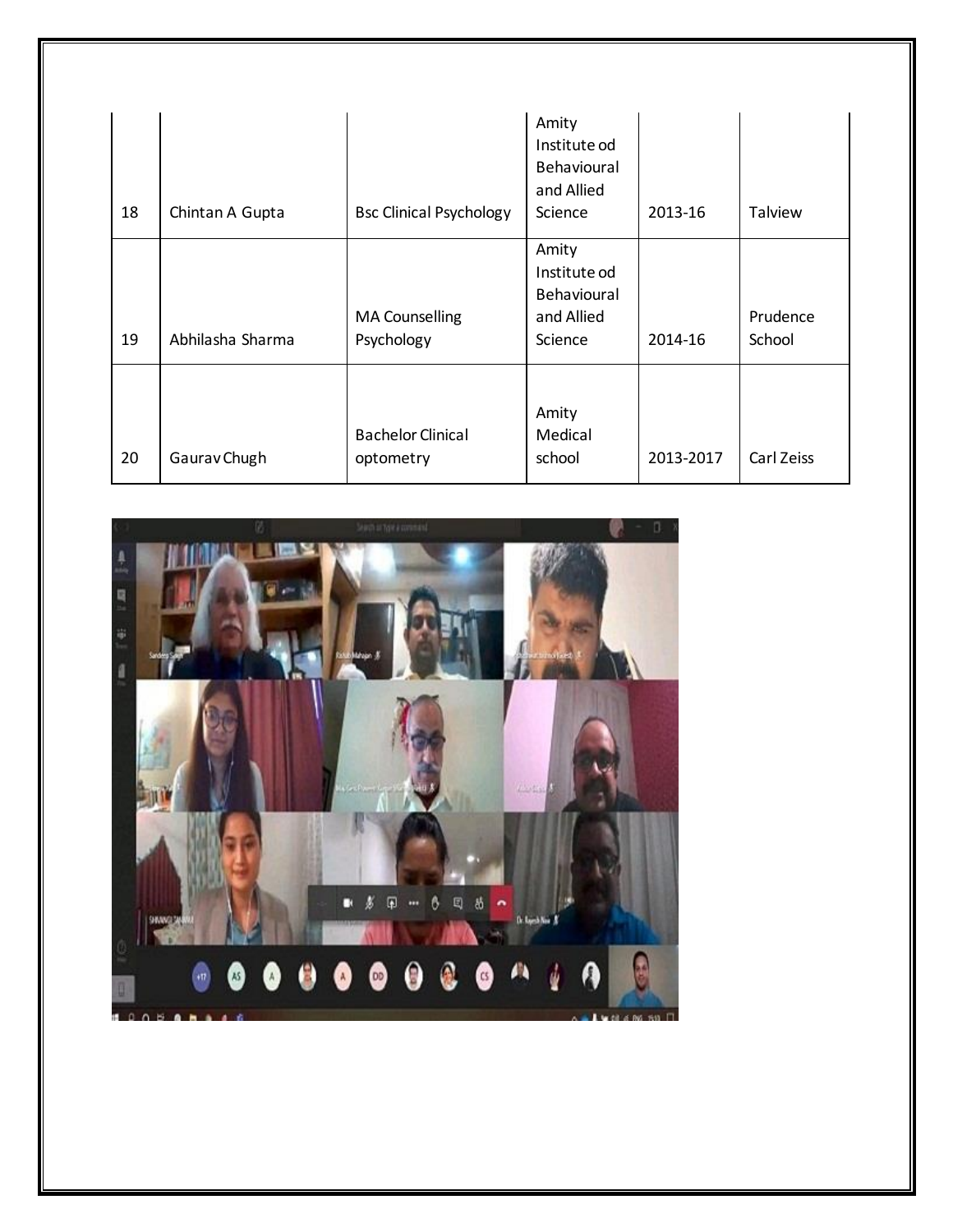| | | | | | |
|---|---|---|---|---|---|
| 18 | Chintan A Gupta | Bsc Clinical Psychology | Amity Institute od Behavioural and Allied Science | 2013-16 | Talview |
| 19 | Abhilasha Sharma | MA Counselling Psychology | Amity Institute od Behavioural and Allied Science | 2014-16 | Prudence School |
| 20 | Gaurav Chugh | Bachelor Clinical optometry | Amity Medical school | 2013-2017 | Carl Zeiss |